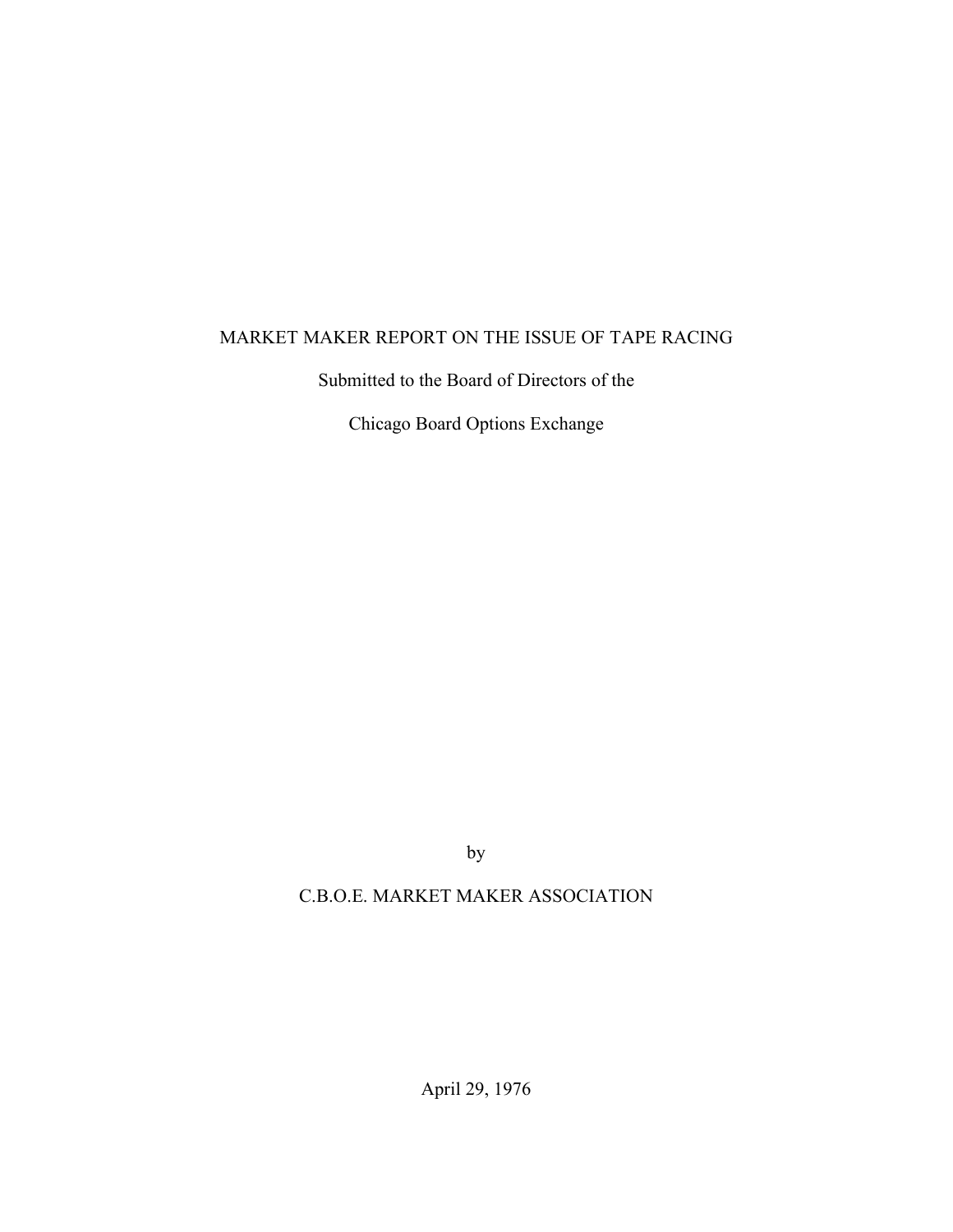# MARKET MAKER REPORT ON THE ISSUE OF TAPE RACING

Submitted to the Board of Directors of the

Chicago Board Options Exchange

by

C.B.O.E. MARKET MAKER ASSOCIATION

April 29, 1976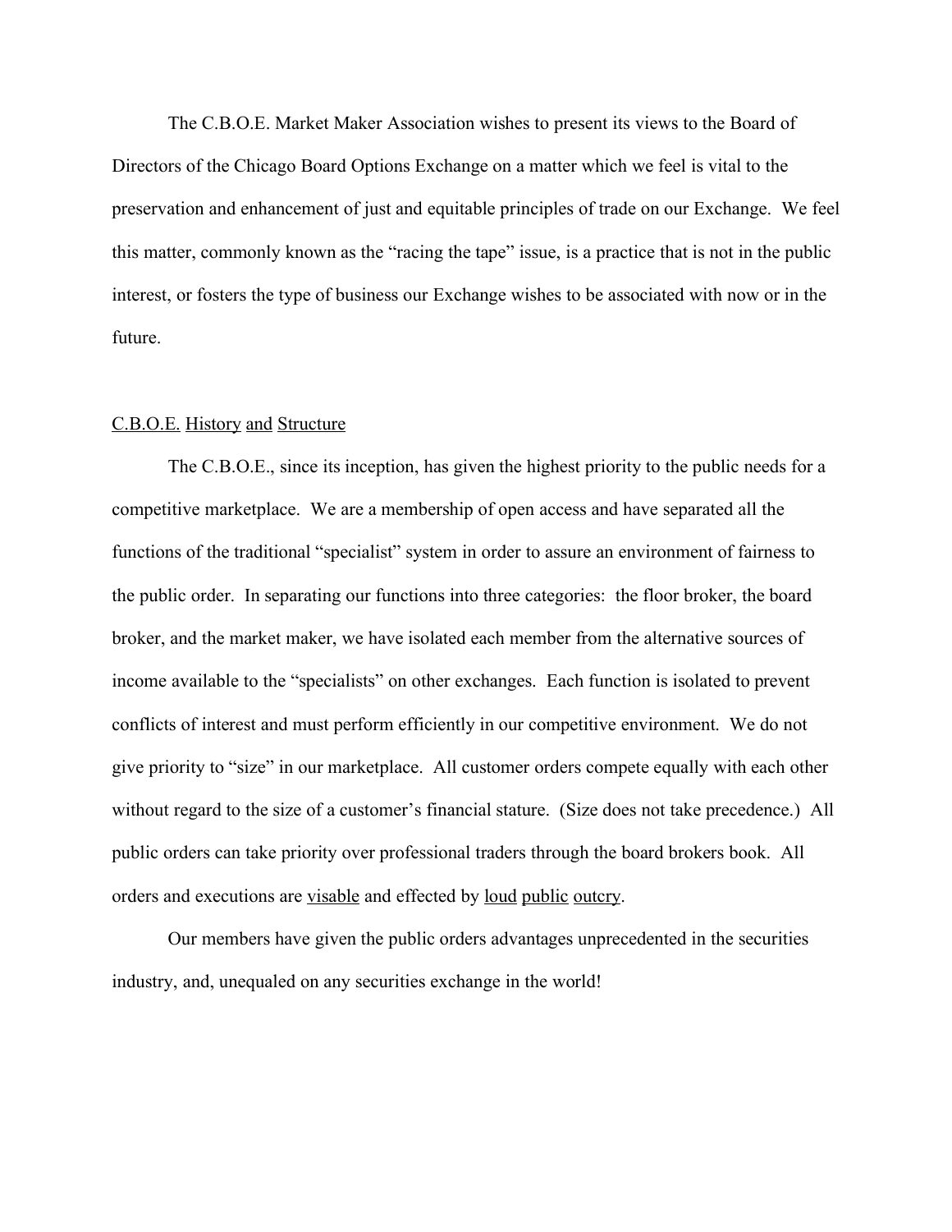The C.B.O.E. Market Maker Association wishes to present its views to the Board of Directors of the Chicago Board Options Exchange on a matter which we feel is vital to the preservation and enhancement of just and equitable principles of trade on our Exchange. We feel this matter, commonly known as the "racing the tape" issue, is a practice that is not in the public interest, or fosters the type of business our Exchange wishes to be associated with now or in the future.

<u>C.B.O.E.</u> <u>History</u> <u>and</u> <u>Structure</u>

The C.B.O.E., since its inception, has given the highest priority to the public needs for a competitive marketplace. We are a membership of open access and have separated all the functions of the traditional "specialist" system in order to assure an environment of fairness to the public order. In separating our functions into three categories: the floor broker, the board broker, and the market maker, we have isolated each member from the alternative sources of income available to the "specialists" on other exchanges. Each function is isolated to prevent conflicts of interest and must perform efficiently in our competitive environment. We do not give priority to "size" in our marketplace. All customer orders compete equally with each other without regard to the size of a customer's financial stature. (Size does not take precedence.) All public orders can take priority over professional traders through the board brokers book. All orders and executions are <u>visable</u> and effected by <u>loud</u> <u>public</u> <u>outcry</u>.

Our members have given the public orders advantages unprecedented in the securities industry, and, unequaled on any securities exchange in the world!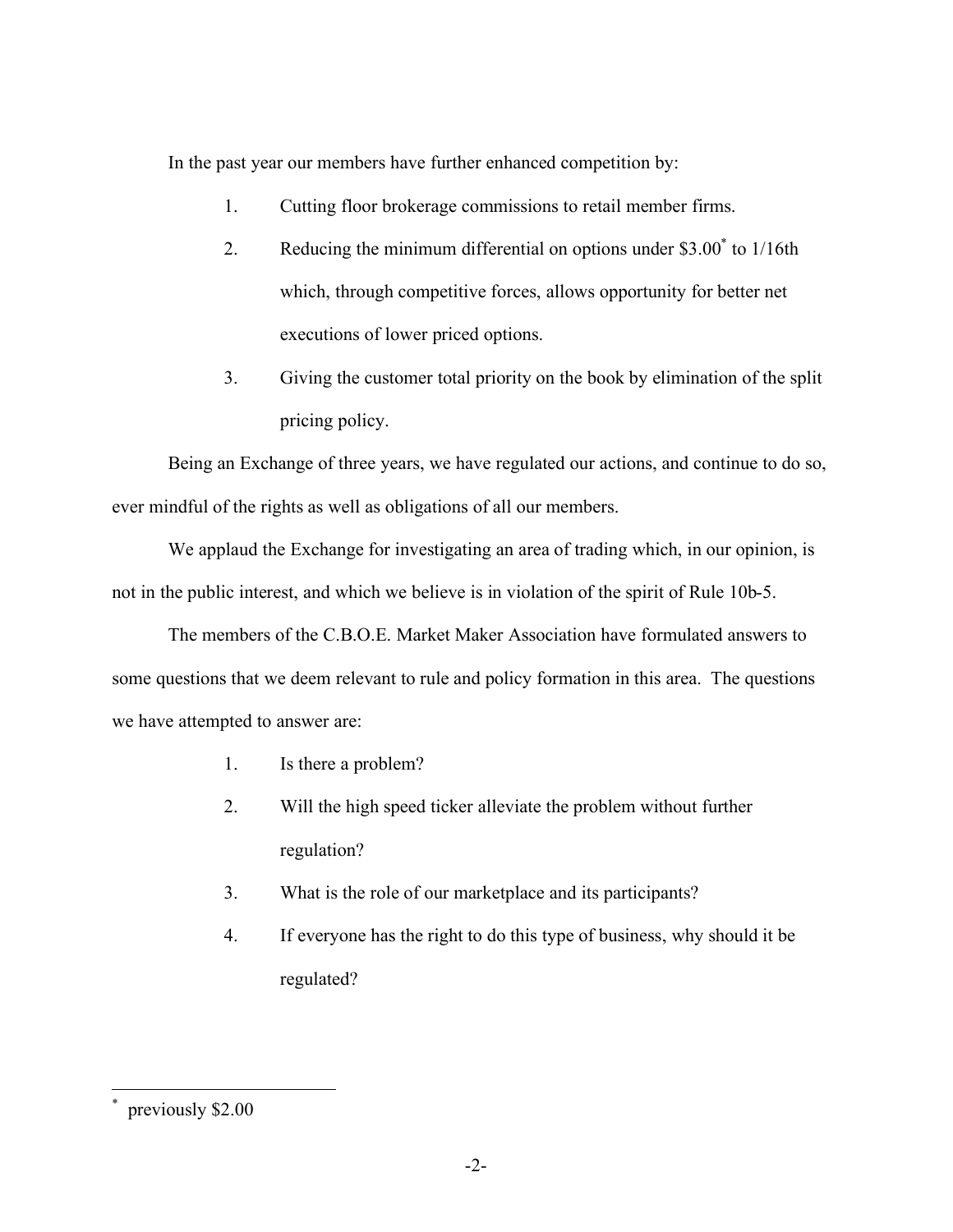In the past year our members have further enhanced competition by:

1. Cutting floor brokerage commissions to retail member firms.
2. Reducing the minimum differential on options under $3.00* to 1/16th which, through competitive forces, allows opportunity for better net executions of lower priced options.
3. Giving the customer total priority on the book by elimination of the split pricing policy.

Being an Exchange of three years, we have regulated our actions, and continue to do so, ever mindful of the rights as well as obligations of all our members.

We applaud the Exchange for investigating an area of trading which, in our opinion, is not in the public interest, and which we believe is in violation of the spirit of Rule 10b-5.

The members of the C.B.O.E. Market Maker Association have formulated answers to some questions that we deem relevant to rule and policy formation in this area. The questions we have attempted to answer are:

1. Is there a problem?
2. Will the high speed ticker alleviate the problem without further regulation?
3. What is the role of our marketplace and its participants?
4. If everyone has the right to do this type of business, why should it be regulated?

---

\* previously $2.00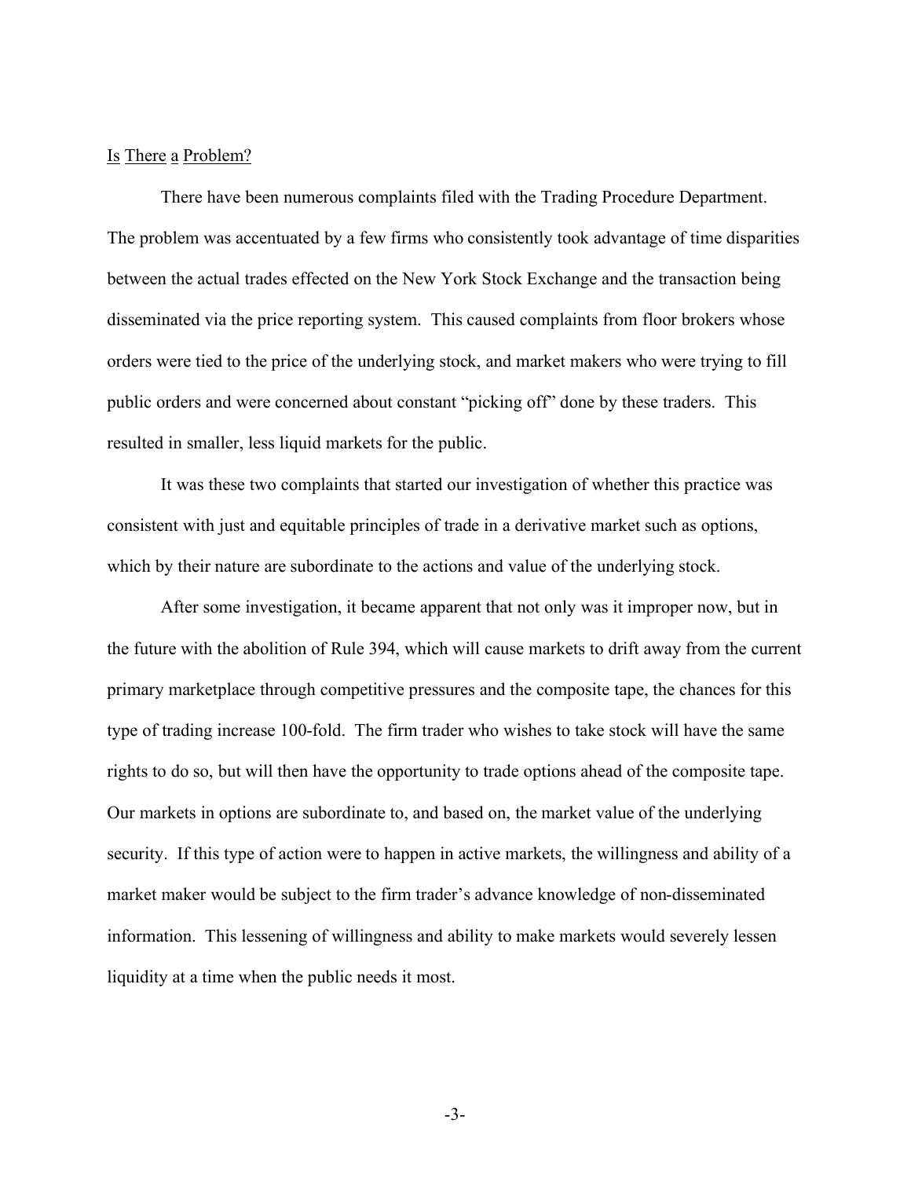## Is There a Problem?

There have been numerous complaints filed with the Trading Procedure Department. The problem was accentuated by a few firms who consistently took advantage of time disparities between the actual trades effected on the New York Stock Exchange and the transaction being disseminated via the price reporting system. This caused complaints from floor brokers whose orders were tied to the price of the underlying stock, and market makers who were trying to fill public orders and were concerned about constant "picking off" done by these traders. This resulted in smaller, less liquid markets for the public.

It was these two complaints that started our investigation of whether this practice was consistent with just and equitable principles of trade in a derivative market such as options, which by their nature are subordinate to the actions and value of the underlying stock.

After some investigation, it became apparent that not only was it improper now, but in the future with the abolition of Rule 394, which will cause markets to drift away from the current primary marketplace through competitive pressures and the composite tape, the chances for this type of trading increase 100-fold. The firm trader who wishes to take stock will have the same rights to do so, but will then have the opportunity to trade options ahead of the composite tape. Our markets in options are subordinate to, and based on, the market value of the underlying security. If this type of action were to happen in active markets, the willingness and ability of a market maker would be subject to the firm trader's advance knowledge of non-disseminated information. This lessening of willingness and ability to make markets would severely lessen liquidity at a time when the public needs it most.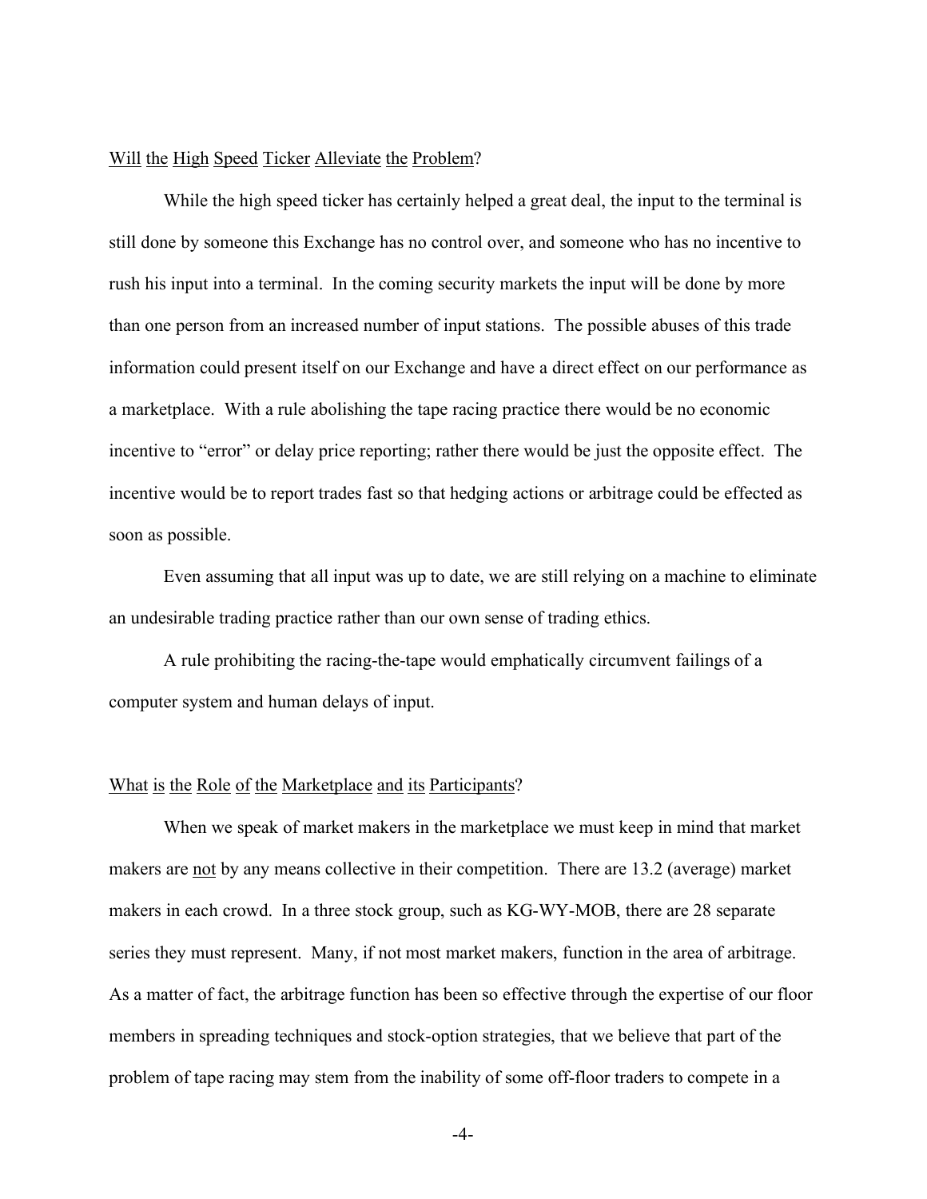## Will the High Speed Ticker Alleviate the Problem?

While the high speed ticker has certainly helped a great deal, the input to the terminal is still done by someone this Exchange has no control over, and someone who has no incentive to rush his input into a terminal. In the coming security markets the input will be done by more than one person from an increased number of input stations. The possible abuses of this trade information could present itself on our Exchange and have a direct effect on our performance as a marketplace. With a rule abolishing the tape racing practice there would be no economic incentive to "error" or delay price reporting; rather there would be just the opposite effect. The incentive would be to report trades fast so that hedging actions or arbitrage could be effected as soon as possible.

Even assuming that all input was up to date, we are still relying on a machine to eliminate an undesirable trading practice rather than our own sense of trading ethics.

A rule prohibiting the racing-the-tape would emphatically circumvent failings of a computer system and human delays of input.

## What is the Role of the Marketplace and its Participants?

When we speak of market makers in the marketplace we must keep in mind that market makers are not by any means collective in their competition. There are 13.2 (average) market makers in each crowd. In a three stock group, such as KG-WY-MOB, there are 28 separate series they must represent. Many, if not most market makers, function in the area of arbitrage. As a matter of fact, the arbitrage function has been so effective through the expertise of our floor members in spreading techniques and stock-option strategies, that we believe that part of the problem of tape racing may stem from the inability of some off-floor traders to compete in a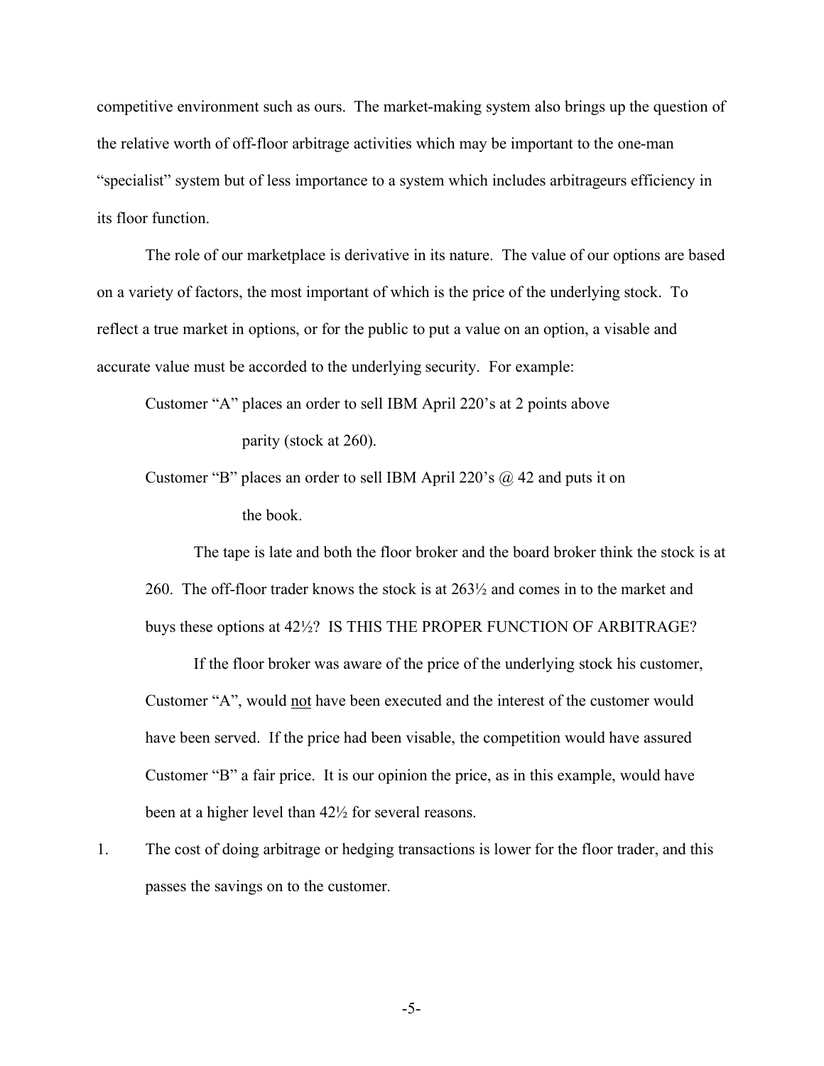competitive environment such as ours. The market-making system also brings up the question of the relative worth of off-floor arbitrage activities which may be important to the one-man "specialist" system but of less importance to a system which includes arbitrageurs efficiency in its floor function.

The role of our marketplace is derivative in its nature. The value of our options are based on a variety of factors, the most important of which is the price of the underlying stock. To reflect a true market in options, or for the public to put a value on an option, a visable and accurate value must be accorded to the underlying security. For example:

> Customer "A" places an order to sell IBM April 220's at 2 points above parity (stock at 260).
>
> Customer "B" places an order to sell IBM April 220's @ 42 and puts it on the book.
>
> The tape is late and both the floor broker and the board broker think the stock is at 260. The off-floor trader knows the stock is at 263½ and comes in to the market and buys these options at 42½? IS THIS THE PROPER FUNCTION OF ARBITRAGE?
>
> If the floor broker was aware of the price of the underlying stock his customer, Customer "A", would <u>not</u> have been executed and the interest of the customer would have been served. If the price had been visable, the competition would have assured Customer "B" a fair price. It is our opinion the price, as in this example, would have been at a higher level than 42½ for several reasons.

1. The cost of doing arbitrage or hedging transactions is lower for the floor trader, and this passes the savings on to the customer.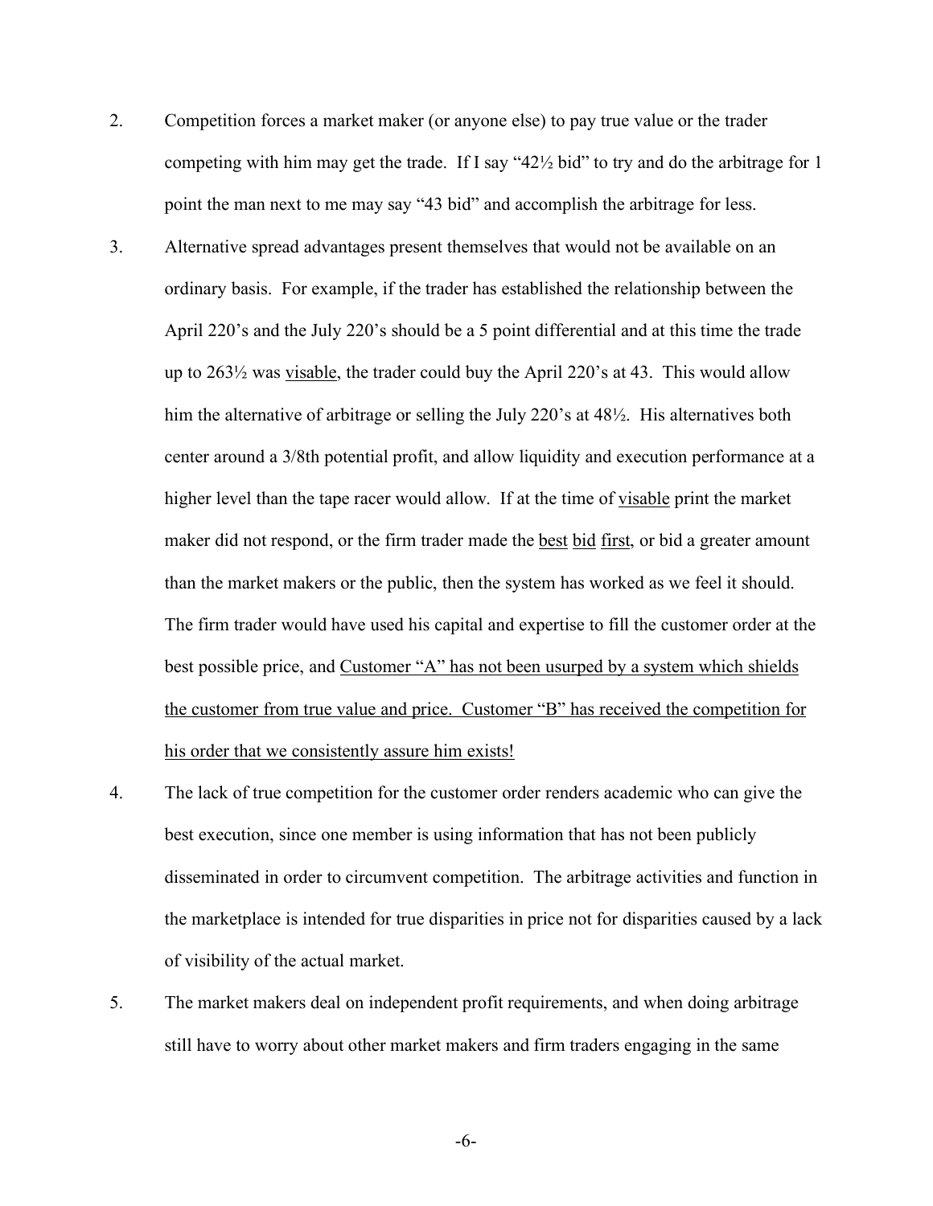2. Competition forces a market maker (or anyone else) to pay true value or the trader competing with him may get the trade. If I say "42½ bid" to try and do the arbitrage for 1 point the man next to me may say "43 bid" and accomplish the arbitrage for less.

3. Alternative spread advantages present themselves that would not be available on an ordinary basis. For example, if the trader has established the relationship between the April 220's and the July 220's should be a 5 point differential and at this time the trade up to 263½ was <u>visable</u>, the trader could buy the April 220's at 43. This would allow him the alternative of arbitrage or selling the July 220's at 48½. His alternatives both center around a 3/8th potential profit, and allow liquidity and execution performance at a higher level than the tape racer would allow. If at the time of <u>visable</u> print the market maker did not respond, or the firm trader made the <u>best</u> <u>bid</u> <u>first</u>, or bid a greater amount than the market makers or the public, then the system has worked as we feel it should. The firm trader would have used his capital and expertise to fill the customer order at the best possible price, and <u>Customer "A" has not been usurped by a system which shields the customer from true value and price. Customer "B" has received the competition for his order that we consistently assure him exists!</u>

4. The lack of true competition for the customer order renders academic who can give the best execution, since one member is using information that has not been publicly disseminated in order to circumvent competition. The arbitrage activities and function in the marketplace is intended for true disparities in price not for disparities caused by a lack of visibility of the actual market.

5. The market makers deal on independent profit requirements, and when doing arbitrage still have to worry about other market makers and firm traders engaging in the same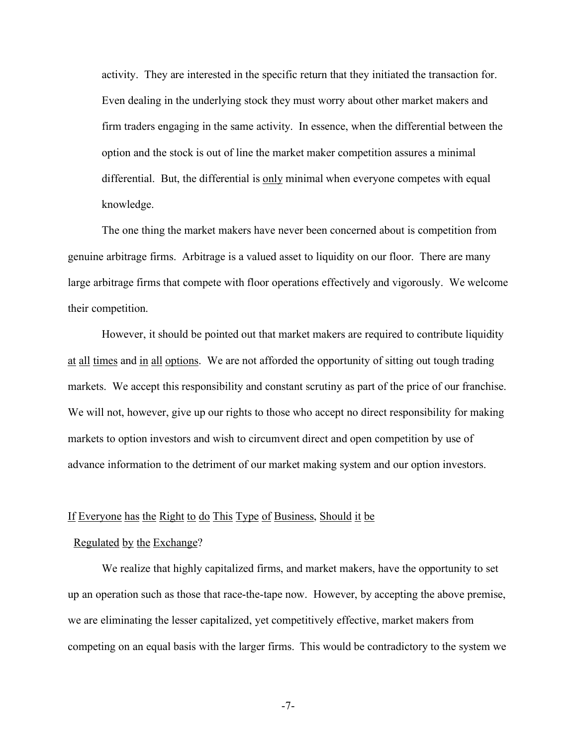activity. They are interested in the specific return that they initiated the transaction for. Even dealing in the underlying stock they must worry about other market makers and firm traders engaging in the same activity. In essence, when the differential between the option and the stock is out of line the market maker competition assures a minimal differential. But, the differential is only minimal when everyone competes with equal knowledge.

The one thing the market makers have never been concerned about is competition from genuine arbitrage firms. Arbitrage is a valued asset to liquidity on our floor. There are many large arbitrage firms that compete with floor operations effectively and vigorously. We welcome their competition.

However, it should be pointed out that market makers are required to contribute liquidity at all times and in all options. We are not afforded the opportunity of sitting out tough trading markets. We accept this responsibility and constant scrutiny as part of the price of our franchise. We will not, however, give up our rights to those who accept no direct responsibility for making markets to option investors and wish to circumvent direct and open competition by use of advance information to the detriment of our market making system and our option investors.

## If Everyone has the Right to do This Type of Business, Should it be Regulated by the Exchange?

We realize that highly capitalized firms, and market makers, have the opportunity to set up an operation such as those that race-the-tape now. However, by accepting the above premise, we are eliminating the lesser capitalized, yet competitively effective, market makers from competing on an equal basis with the larger firms. This would be contradictory to the system we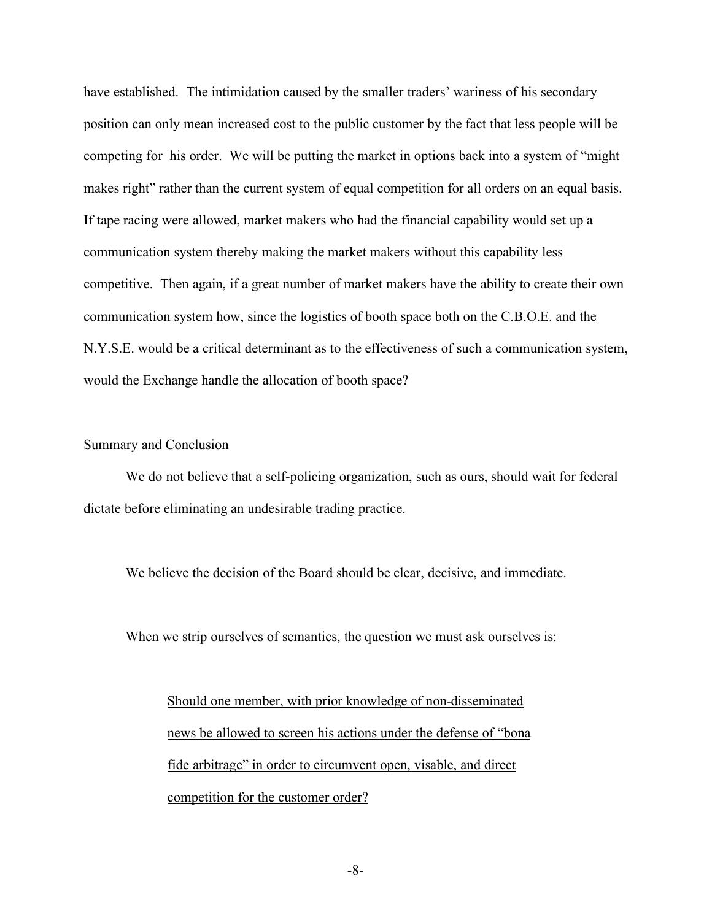have established. The intimidation caused by the smaller traders' wariness of his secondary position can only mean increased cost to the public customer by the fact that less people will be competing for his order. We will be putting the market in options back into a system of "might makes right" rather than the current system of equal competition for all orders on an equal basis. If tape racing were allowed, market makers who had the financial capability would set up a communication system thereby making the market makers without this capability less competitive. Then again, if a great number of market makers have the ability to create their own communication system how, since the logistics of booth space both on the C.B.O.E. and the N.Y.S.E. would be a critical determinant as to the effectiveness of such a communication system, would the Exchange handle the allocation of booth space?

## <u>Summary</u> <u>and</u> <u>Conclusion</u>

We do not believe that a self-policing organization, such as ours, should wait for federal dictate before eliminating an undesirable trading practice.

We believe the decision of the Board should be clear, decisive, and immediate.

When we strip ourselves of semantics, the question we must ask ourselves is:

> <u>Should one member, with prior knowledge of non-disseminated news be allowed to screen his actions under the defense of "bona fide arbitrage" in order to circumvent open, visable, and direct competition for the customer order?</u>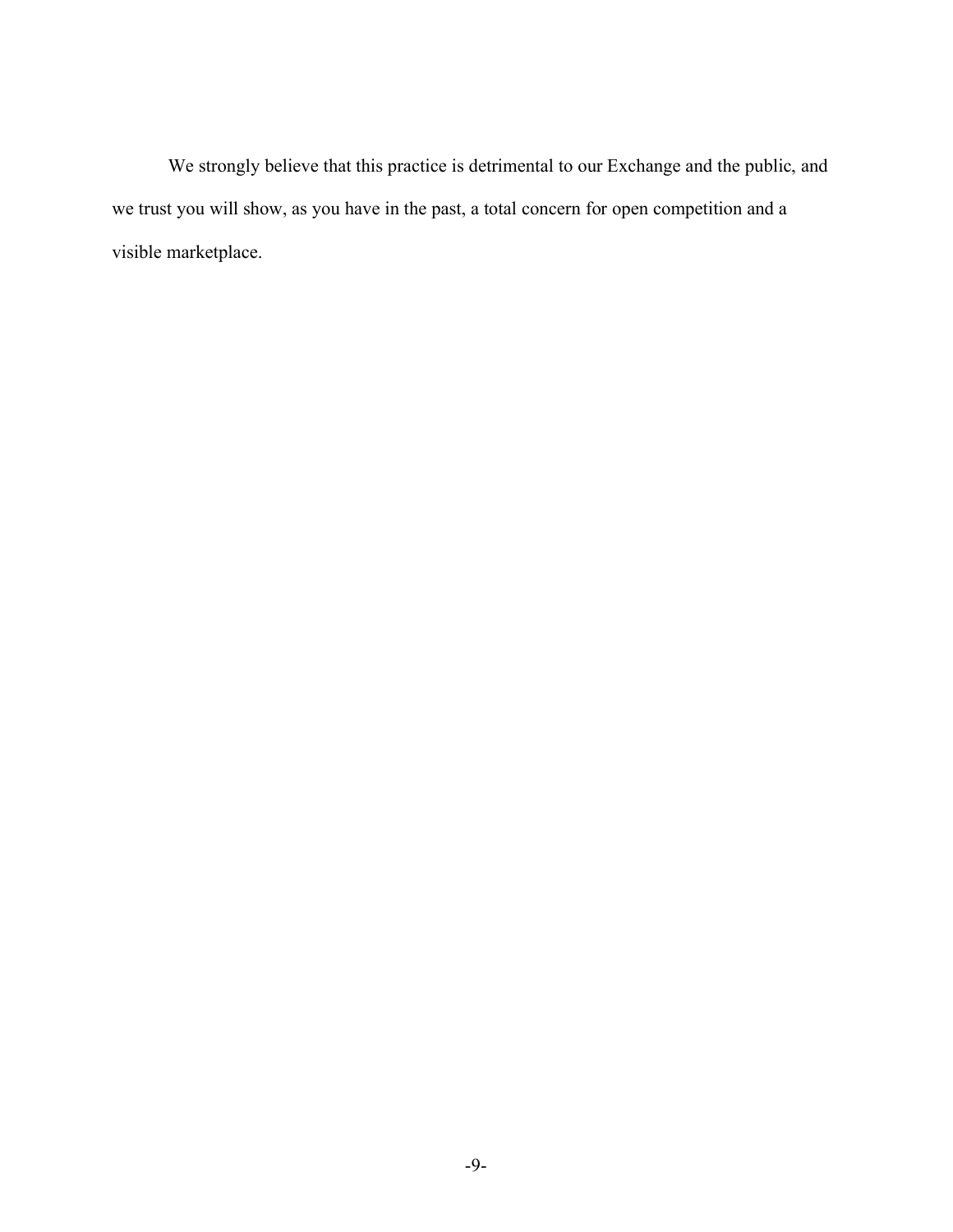We strongly believe that this practice is detrimental to our Exchange and the public, and we trust you will show, as you have in the past, a total concern for open competition and a visible marketplace.